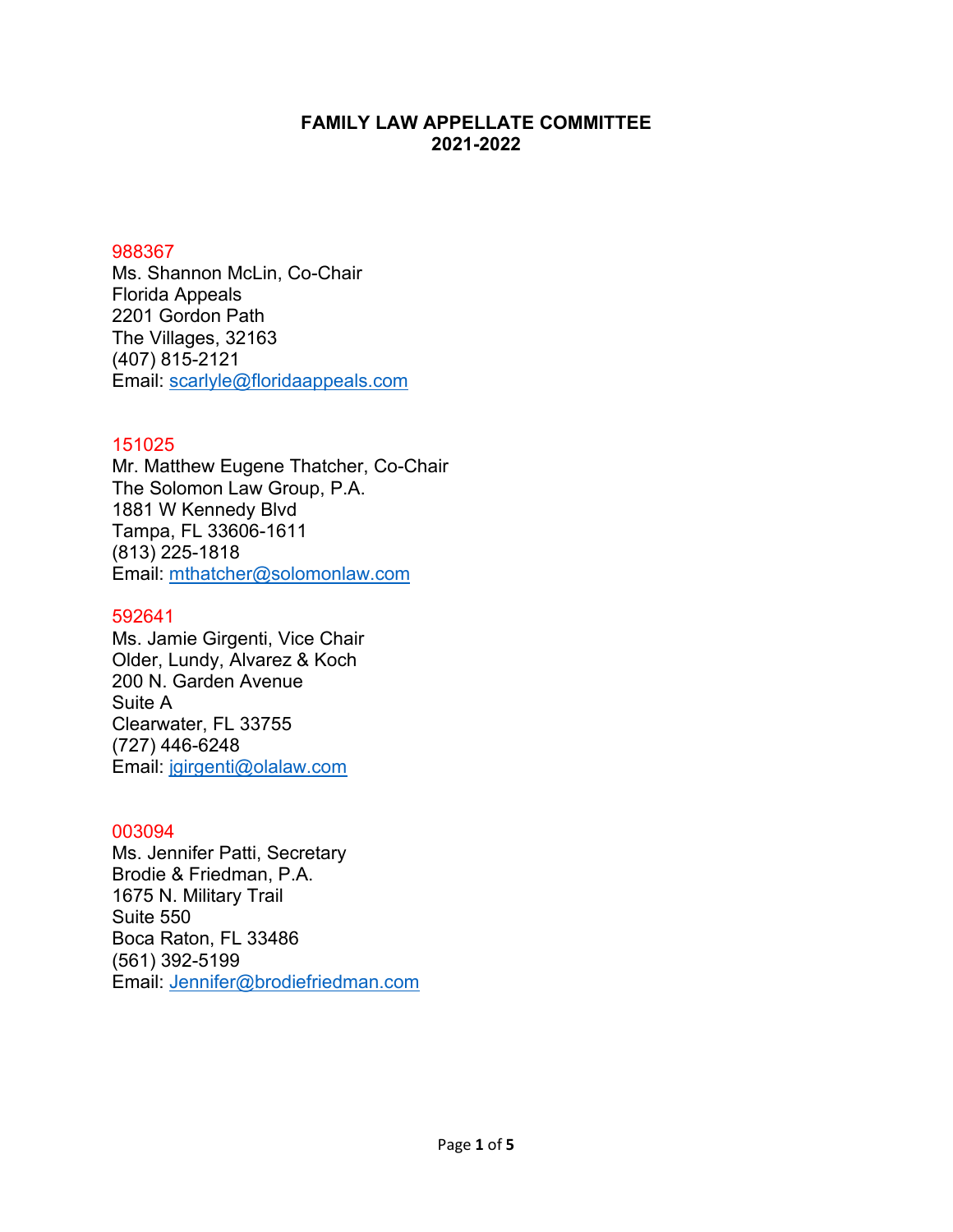# FAMILY LAW APPELLATE COMMITTEE
## 2021-2022

988367
Ms. Shannon McLin, Co-Chair
Florida Appeals
2201 Gordon Path
The Villages, 32163
(407) 815-2121
Email: scarlyle@floridaappeals.com

151025
Mr. Matthew Eugene Thatcher, Co-Chair
The Solomon Law Group, P.A.
1881 W Kennedy Blvd
Tampa, FL 33606-1611
(813) 225-1818
Email: mthatcher@solomonlaw.com

592641
Ms. Jamie Girgenti, Vice Chair
Older, Lundy, Alvarez & Koch
200 N. Garden Avenue
Suite A
Clearwater, FL 33755
(727) 446-6248
Email: jgirgenti@olalaw.com

003094
Ms. Jennifer Patti, Secretary
Brodie & Friedman, P.A.
1675 N. Military Trail
Suite 550
Boca Raton, FL 33486
(561) 392-5199
Email: Jennifer@brodiefriedman.com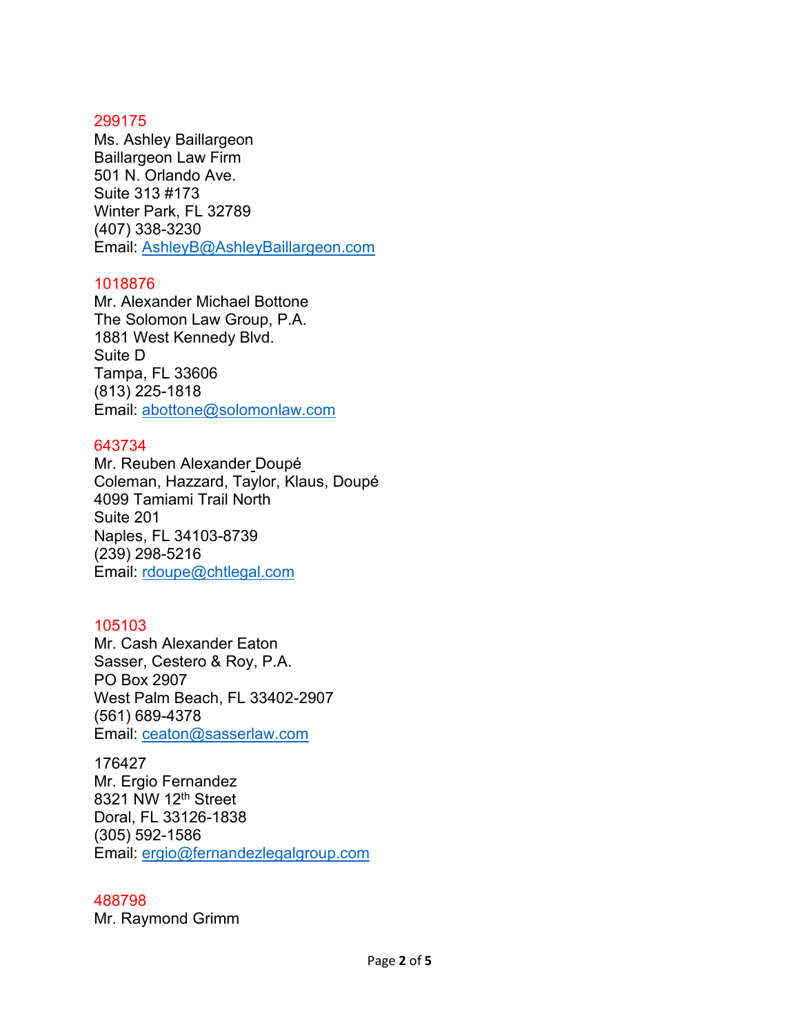299175
Ms. Ashley Baillargeon
Baillargeon Law Firm
501 N. Orlando Ave.
Suite 313 #173
Winter Park, FL 32789
(407) 338-3230
Email: AshleyB@AshleyBaillargeon.com

1018876
Mr. Alexander Michael Bottone
The Solomon Law Group, P.A.
1881 West Kennedy Blvd.
Suite D
Tampa, FL 33606
(813) 225-1818
Email: abottone@solomonlaw.com

643734
Mr. Reuben Alexander Doupé
Coleman, Hazzard, Taylor, Klaus, Doupé
4099 Tamiami Trail North
Suite 201
Naples, FL 34103-8739
(239) 298-5216
Email: rdoupe@chtlegal.com

105103
Mr. Cash Alexander Eaton
Sasser, Cestero & Roy, P.A.
PO Box 2907
West Palm Beach, FL 33402-2907
(561) 689-4378
Email: ceaton@sasserlaw.com

176427
Mr. Ergio Fernandez
8321 NW 12th Street
Doral, FL 33126-1838
(305) 592-1586
Email: ergio@fernandezlegalgroup.com

488798
Mr. Raymond Grimm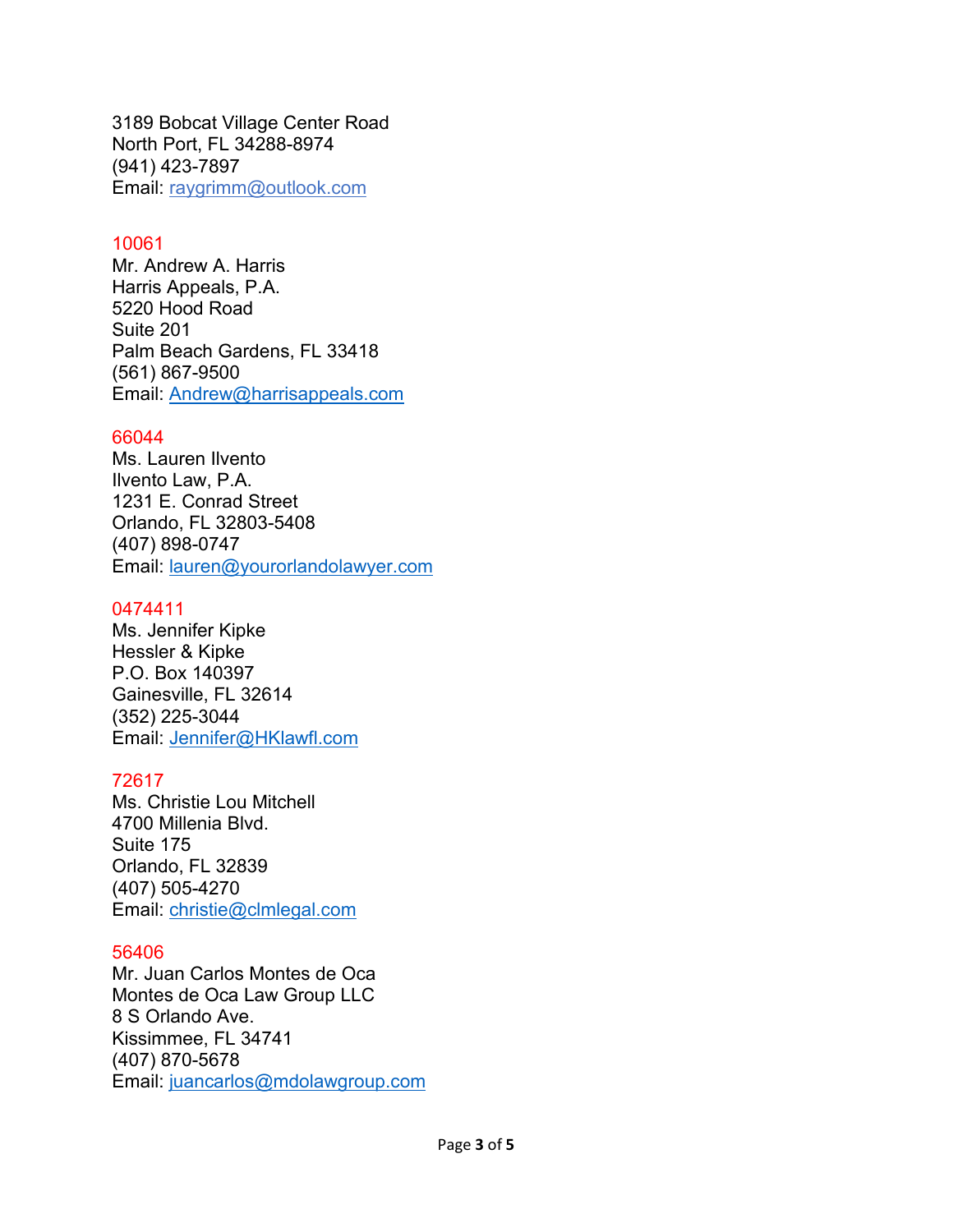3189 Bobcat Village Center Road
North Port, FL 34288-8974
(941) 423-7897
Email: raygrimm@outlook.com

10061
Mr. Andrew A. Harris
Harris Appeals, P.A.
5220 Hood Road
Suite 201
Palm Beach Gardens, FL 33418
(561) 867-9500
Email: Andrew@harrisappeals.com

66044
Ms. Lauren Ilvento
Ilvento Law, P.A.
1231 E. Conrad Street
Orlando, FL 32803-5408
(407) 898-0747
Email: lauren@yourorlandolawyer.com

0474411
Ms. Jennifer Kipke
Hessler & Kipke
P.O. Box 140397
Gainesville, FL 32614
(352) 225-3044
Email: Jennifer@HKlawfl.com

72617
Ms. Christie Lou Mitchell
4700 Millenia Blvd.
Suite 175
Orlando, FL 32839
(407) 505-4270
Email: christie@clmlegal.com

56406
Mr. Juan Carlos Montes de Oca
Montes de Oca Law Group LLC
8 S Orlando Ave.
Kissimmee, FL 34741
(407) 870-5678
Email: juancarlos@mdolawgroup.com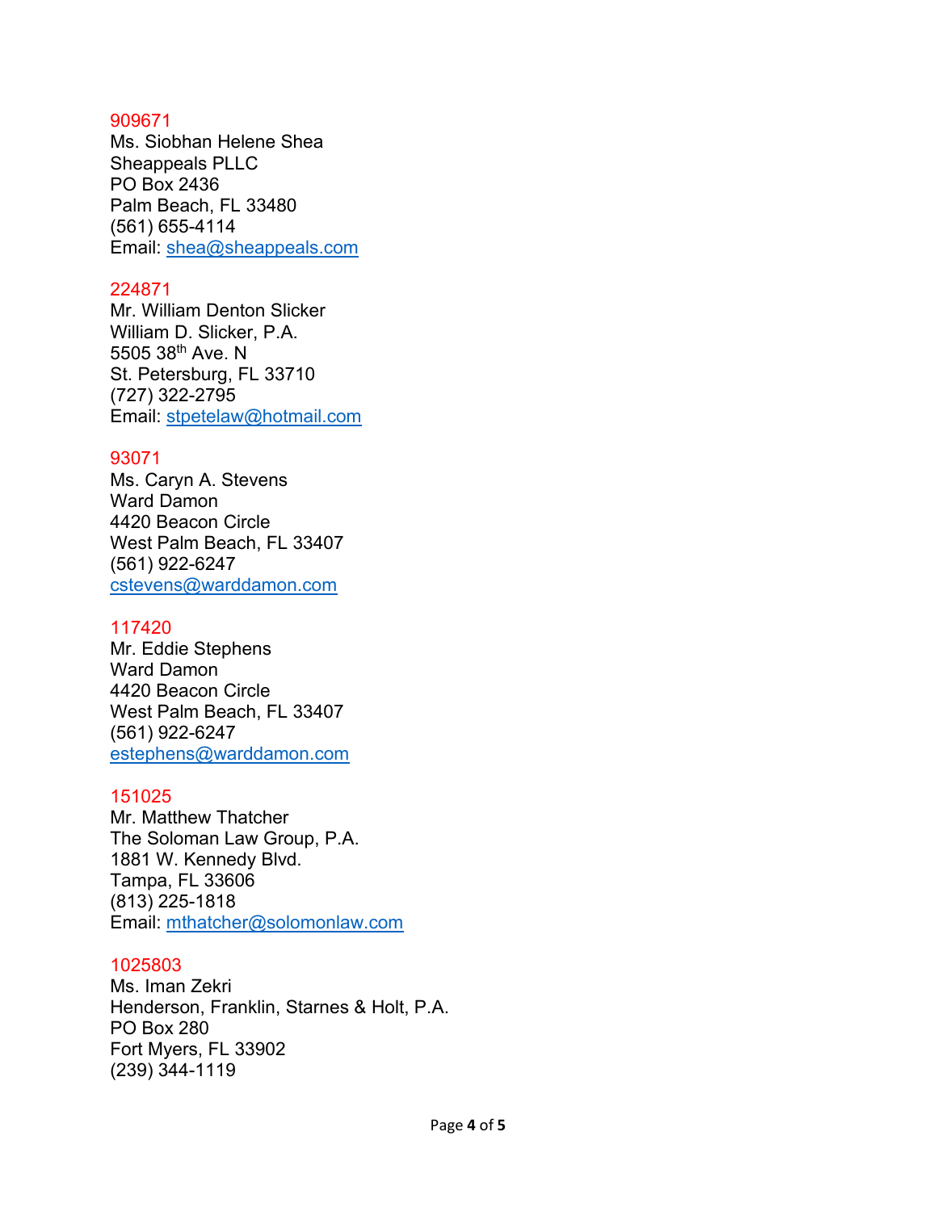909671
Ms. Siobhan Helene Shea
Sheappeals PLLC
PO Box 2436
Palm Beach, FL 33480
(561) 655-4114
Email: shea@sheappeals.com

224871
Mr. William Denton Slicker
William D. Slicker, P.A.
5505 38th Ave. N
St. Petersburg, FL 33710
(727) 322-2795
Email: stpetelaw@hotmail.com

93071
Ms. Caryn A. Stevens
Ward Damon
4420 Beacon Circle
West Palm Beach, FL 33407
(561) 922-6247
cstevens@warddamon.com

117420
Mr. Eddie Stephens
Ward Damon
4420 Beacon Circle
West Palm Beach, FL 33407
(561) 922-6247
estephens@warddamon.com

151025
Mr. Matthew Thatcher
The Soloman Law Group, P.A.
1881 W. Kennedy Blvd.
Tampa, FL 33606
(813) 225-1818
Email: mthatcher@solomonlaw.com

1025803
Ms. Iman Zekri
Henderson, Franklin, Starnes & Holt, P.A.
PO Box 280
Fort Myers, FL 33902
(239) 344-1119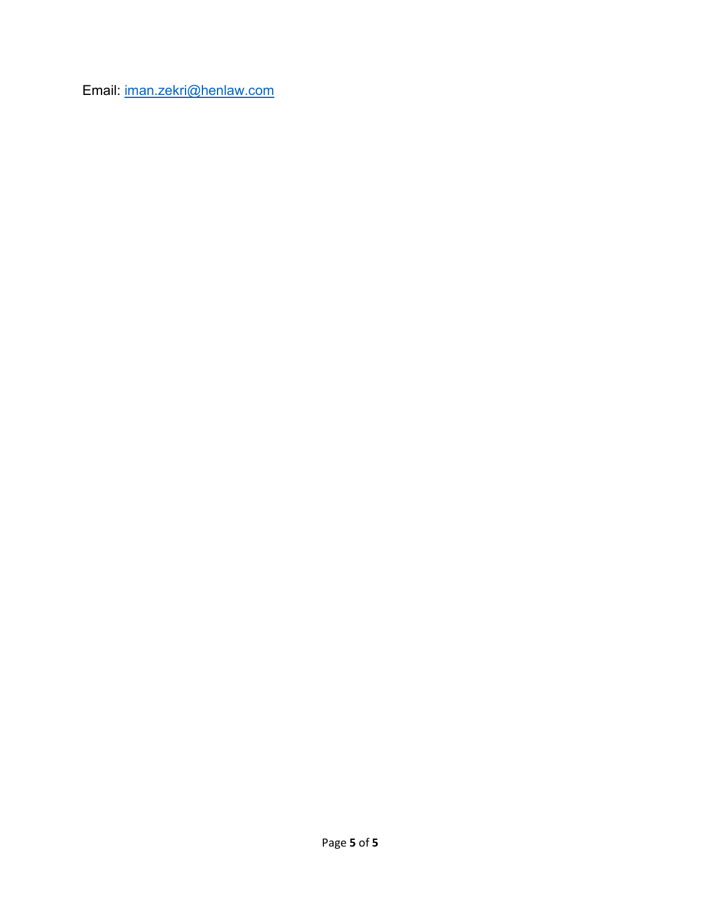Email: iman.zekri@henlaw.com